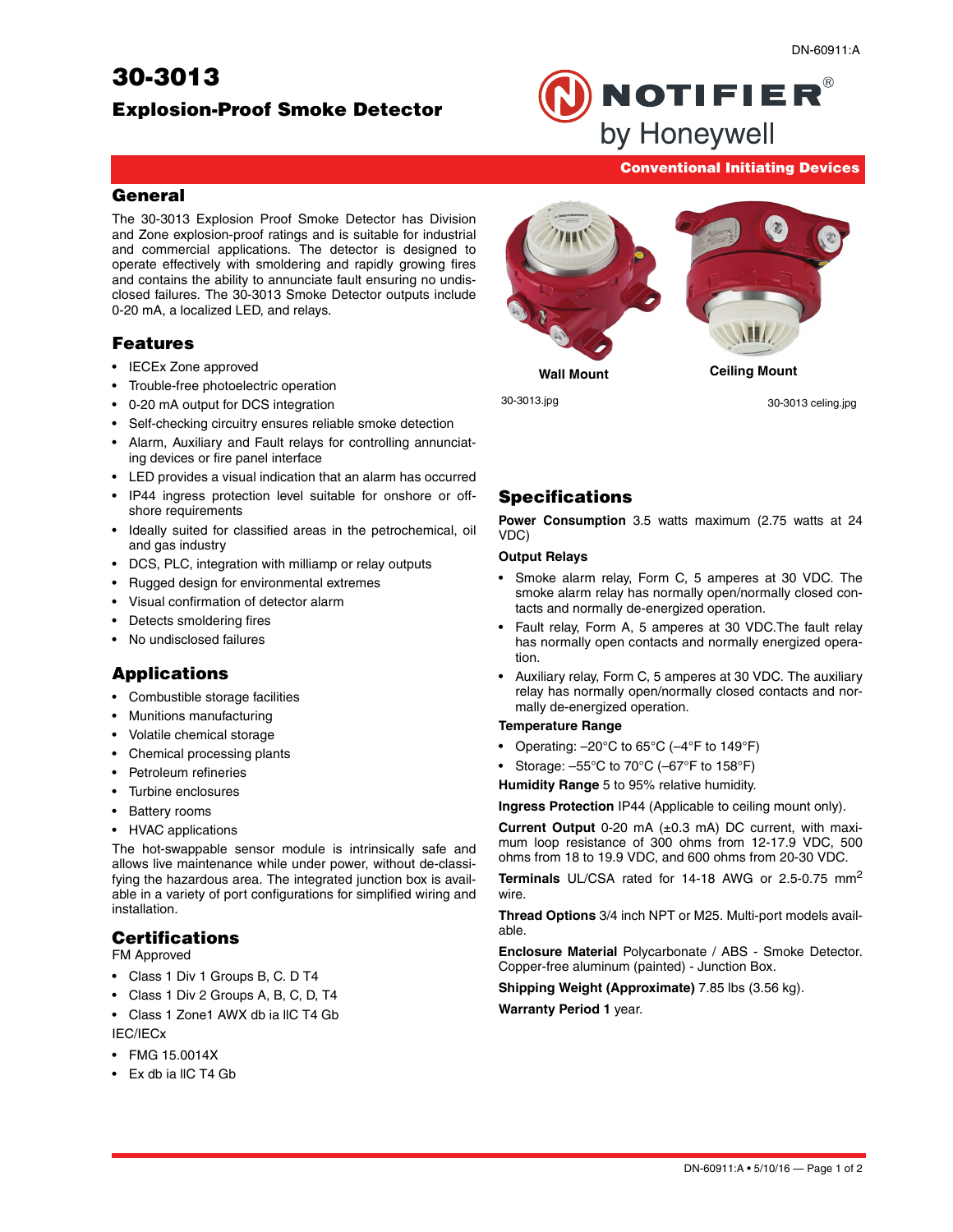DN-60911:A

# 30-3013

## Explosion-Proof Smoke Detector

NOTIFIER® by Honeywell

**Conventional Initiating Devices**

## General

The 30-3013 Explosion Proof Smoke Detector has Division and Zone explosion-proof ratings and is suitable for industrial and commercial applications. The detector is designed to operate effectively with smoldering and rapidly growing fires and contains the ability to annunciate fault ensuring no undisclosed failures. The 30-3013 Smoke Detector outputs include 0-20 mA, a localized LED, and relays.

## Features

- IECEx Zone approved
- Trouble-free photoelectric operation
- 0-20 mA output for DCS integration
- Self-checking circuitry ensures reliable smoke detection
- Alarm, Auxiliary and Fault relays for controlling annunciating devices or fire panel interface
- LED provides a visual indication that an alarm has occurred
- IP44 ingress protection level suitable for onshore or offshore requirements
- Ideally suited for classified areas in the petrochemical, oil and gas industry
- DCS, PLC, integration with milliamp or relay outputs
- Rugged design for environmental extremes
- Visual confirmation of detector alarm
- Detects smoldering fires
- No undisclosed failures

## Applications

- Combustible storage facilities
- Munitions manufacturing
- Volatile chemical storage
- Chemical processing plants
- Petroleum refineries
- Turbine enclosures
- Battery rooms
- HVAC applications

The hot-swappable sensor module is intrinsically safe and allows live maintenance while under power, without de-classifying the hazardous area. The integrated junction box is available in a variety of port configurations for simplified wiring and installation.

## Certifications

FM Approved

- Class 1 Div 1 Groups B, C. D T4
- Class 1 Div 2 Groups A, B, C, D, T4
- Class 1 Zone1 AWX db ia IIC T4 Gb

IEC/IECx

- FMG 15.0014X
- Ex db ia IIC T4 Gb

**Wall Mount**

30-3013.jpg

**Ceiling Mount**

30-3013 celing.jpg

## Specifications

**Power Consumption** 3.5 watts maximum (2.75 watts at 24 VDC)

**Output Relays**

- Smoke alarm relay, Form C, 5 amperes at 30 VDC. The smoke alarm relay has normally open/normally closed contacts and normally de-energized operation.
- Fault relay, Form A, 5 amperes at 30 VDC.The fault relay has normally open contacts and normally energized operation.
- Auxiliary relay, Form C, 5 amperes at 30 VDC. The auxiliary relay has normally open/normally closed contacts and normally de-energized operation.

**Temperature Range**

- Operating: –20°C to 65°C (–4°F to 149°F)
- Storage: –55°C to 70°C (–67°F to 158°F)

**Humidity Range** 5 to 95% relative humidity.

**Ingress Protection** IP44 (Applicable to ceiling mount only).

**Current Output** 0-20 mA (±0.3 mA) DC current, with maximum loop resistance of 300 ohms from 12-17.9 VDC, 500 ohms from 18 to 19.9 VDC, and 600 ohms from 20-30 VDC.

**Terminals** UL/CSA rated for 14-18 AWG or 2.5-0.75 $mm^2$ wire.

**Thread Options** 3/4 inch NPT or M25. Multi-port models available.

**Enclosure Material** Polycarbonate / ABS - Smoke Detector. Copper-free aluminum (painted) - Junction Box.

**Shipping Weight (Approximate)** 7.85 lbs (3.56 kg).

**Warranty Period** 1 year.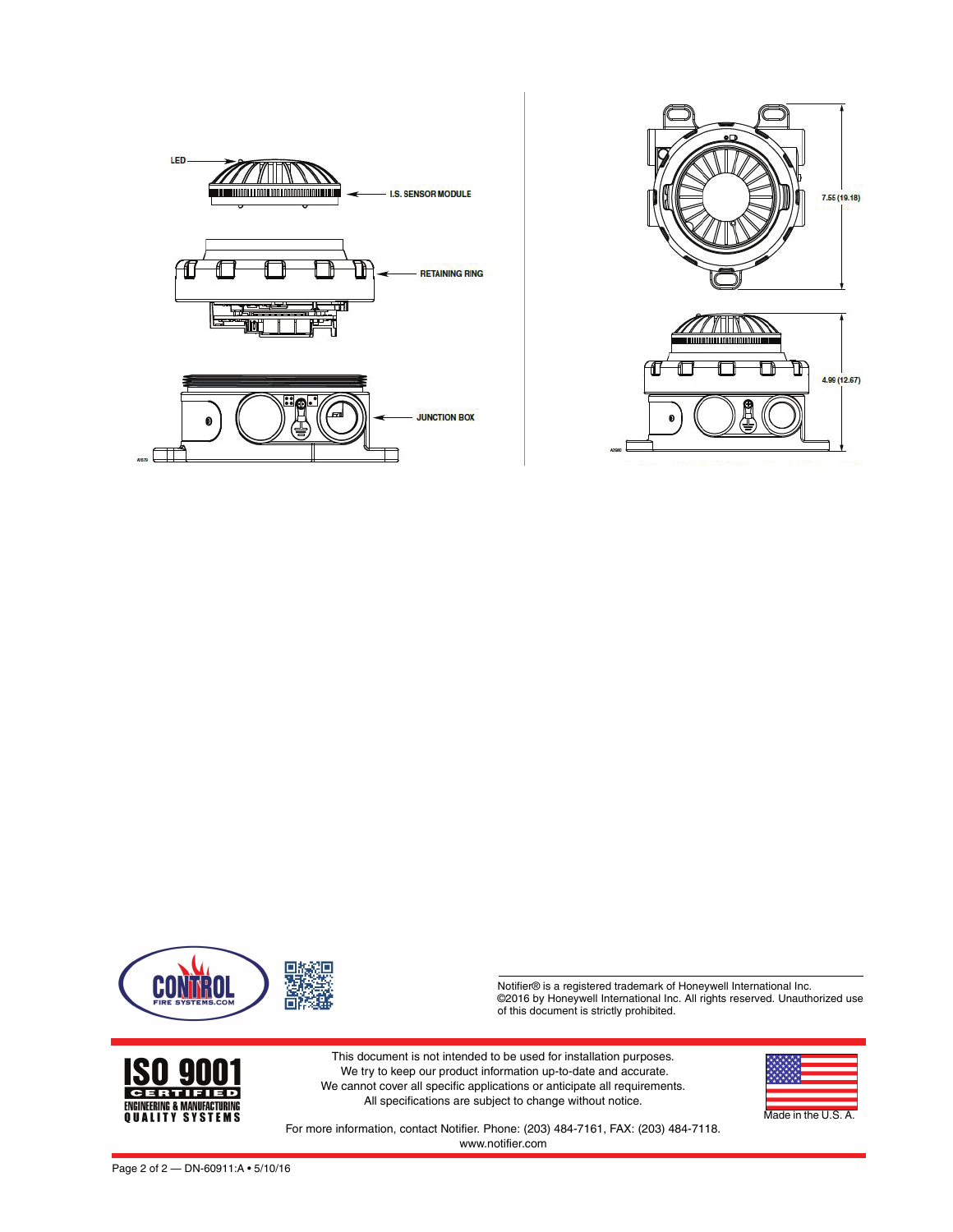LED

I.S. SENSOR MODULE

RETAINING RING

JUNCTION BOX

7.55 (19.18)

4.99 (12.67)

Notifier® is a registered trademark of Honeywell International Inc.
©2016 by Honeywell International Inc. All rights reserved. Unauthorized use of this document is strictly prohibited.

This document is not intended to be used for installation purposes.
We try to keep our product information up-to-date and accurate.
We cannot cover all specific applications or anticipate all requirements.
All specifications are subject to change without notice.

Made in the U.S. A.

For more information, contact Notifier. Phone: (203) 484-7161, FAX: (203) 484-7118.
www.notifier.com

DN-60911:A • 5/10/16